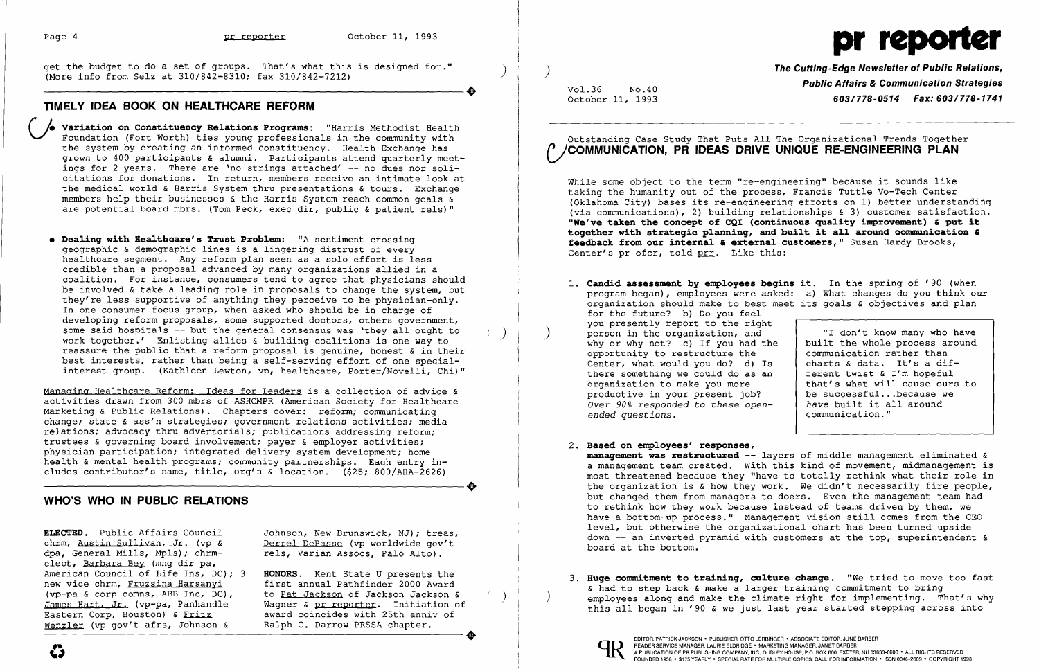get the budget to do a set of groups. That's what this is designed for." (More info from Selz at 310/842-8310; fax 310/842-7212)

## TIMELY IDEA BOOK ON HEALTHCARE REFORM

- **Variation on Constituency Relations Programs**: "Harris Methodist Health Foundation (Fort Worth) ties young professionals in the community with the system by creating an informed constituency. Health Exchange has grown to 400 participants & alumni. Participants attend quarterly meetings for 2 years. There are 'no strings attached' -- no dues nor solicitations for donations. In return, members receive an intimate look at the medical world & Harris System thru presentations & tours. Exchange members help their businesses & the Harris System reach common goals & are potential board mbrs. (Tom Peck, exec dir, public & patient rels)"

- **Dealing with Healthcare's Trust Problem**: "A sentiment crossing geographic & demographic lines is a lingering distrust of every healthcare segment. Any reform plan seen as a solo effort is less credible than a proposal advanced by many organizations allied in a coalition. For instance, consumers tend to agree that physicians should be involved & take a leading role in proposals to change the system, but they're less supportive of anything they perceive to be physician-only. In one consumer focus group, when asked who should be in charge of developing reform proposals, some supported doctors, others government, some said hospitals -- but the general consensus was 'they all ought to work together.' Enlisting allies & building coalitions is one way to reassure the public that a reform proposal is genuine, honest & in their best interests, rather than being a self-serving effort of one special-interest group. (Kathleen Lewton, vp, healthcare, Porter/Novelli, Chi)"

Managing Healthcare Reform: Ideas for Leaders is a collection of advice & activities drawn from 300 mbrs of ASHCMPR (American Society for Healthcare Marketing & Public Relations). Chapters cover: reform; communicating change; state & ass'n strategies; government relations activities; media relations; advocacy thru advertorials; publications addressing reform; trustees & governing board involvement; payer & employer activities; physician participation; integrated delivery system development; home health & mental health programs; community partnerships. Each entry includes contributor's name, title, org'n & location. ($25; 800/AHA-2626)

## WHO'S WHO IN PUBLIC RELATIONS

**ELECTED.** Public Affairs Council chrm, Austin Sullivan, Jr. (vp & dpa, General Mills, Mpls); chrm-elect, Barbara Bey (mng dir pa, American Council of Life Ins, DC); 3 new vice chrm, Fruzsina Harsanyi (vp-pa & corp comns, ABB Inc, DC), James Hart, Jr. (vp-pa, Panhandle Eastern Corp, Houston) & Fritz Wenzler (vp gov't afrs, Johnson & Johnson, New Brunswick, NJ); treas, Derrel DePasse (vp worldwide gov't rels, Varian Assocs, Palo Alto).

**HONORS.** Kent State U presents the first annual Pathfinder 2000 Award to Pat Jackson of Jackson Jackson & Wagner & pr reporter. Initiation of award coincides with 25th anniv of Ralph C. Darrow PRSSA chapter.

# pr reporter

**The Cutting-Edge Newsletter of Public Relations, Public Affairs & Communication Strategies**
**603/778-0514 Fax: 603/778-1741**

Vol.36 No.40
October 11, 1993

Outstanding Case Study That Puts All The Organizational Trends Together

## COMMUNICATION, PR IDEAS DRIVE UNIQUE RE-ENGINEERING PLAN

While some object to the term "re-engineering" because it sounds like taking the humanity out of the process, Francis Tuttle Vo-Tech Center (Oklahoma City) bases its re-engineering efforts on 1) better understanding (via communications), 2) building relationships & 3) customer satisfaction. **"We've taken the concept of CQI (continuous quality improvement) & put it together with strategic planning, and built it all around communication & feedback from our internal & external customers,"** Susan Hardy Brooks, Center's pr ofcr, told prr. Like this:

1. **Candid assessment by employees begins it.** In the spring of '90 (when program began), employees were asked: a) What changes do you think our organization should make to best meet its goals & objectives and plan for the future? b) Do you feel you presently report to the right person in the organization, and why or why not? c) If you had the opportunity to restructure the Center, what would you do? d) Is there something we could do as an organization to make you more productive in your present job? *Over 90% responded to these open-ended questions.*

> "I don't know many who have built the whole process around communication rather than charts & data. It's a different twist & I'm hopeful that's what will cause ours to be successful...because we *have* built it all around communication."

2. **Based on employees' responses, management was restructured** -- layers of middle management eliminated & a management team created. With this kind of movement, midmanagement is most threatened because they "have to totally rethink what their role in the organization is & how they work. We didn't necessarily fire people, but changed them from managers to doers. Even the management team had to rethink how they work because instead of teams driven by them, we have a bottom-up process." Management vision still comes from the CEO level, but otherwise the organizational chart has been turned upside down -- an inverted pyramid with customers at the top, superintendent & board at the bottom.

3. **Huge commitment to training, culture change.** "We tried to move too fast & had to step back & make a larger training commitment to bring employees along and make the climate right for implementing. That's why this all began in '90 & we just last year started stepping across into

EDITOR, PATRICK JACKSON • PUBLISHER, OTTO LERBINGER • ASSOCIATE EDITOR, JUNE BARBER
READER SERVICE MANAGER, LAURIE ELDRIDGE • MARKETING MANAGER, JANET BARBER
A PUBLICATION OF PR PUBLISHING COMPANY, INC., DUDLEY HOUSE, P.O. BOX 600, EXETER, NH 03833-0600 • ALL RIGHTS RESERVED
FOUNDED 1958 • $175 YEARLY • SPECIAL RATE FOR MULTIPLE COPIES: CALL FOR INFORMATION • ISSN 0048-2609 • COPYRIGHT 1993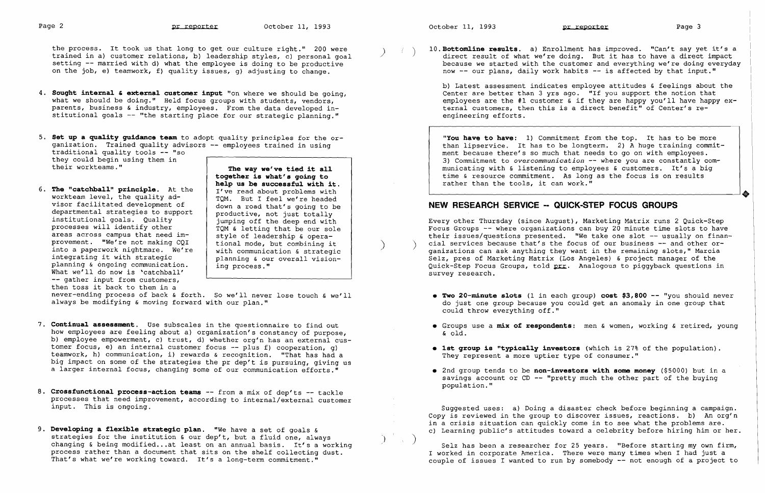the process. It took us that long to get our culture right." 200 were trained in a) customer relations, b) leadership styles, c) personal goal setting -- married with d) what the employee is doing to be productive on the job, e) teamwork, f) quality issues, g) adjusting to change.

4. **Sought internal & external customer input** "on where we should be going, what we should be doing." Held focus groups with students, vendors, parents, business & industry, employees. From the data developed institutional goals -- "the starting place for our strategic planning."

5. **Set up a quality guidance team** to adopt quality principles for the organization. Trained quality advisors -- employees trained in using traditional quality tools -- "so they could begin using them in their workteams."

6. **The "catchball" principle.** At the workteam level, the quality advisor facilitated development of departmental strategies to support institutional goals. Quality processes will identify other areas across campus that need improvement. "We're not making CQI into a paperwork nightmare. We're integrating it with strategic planning & ongoing communication. What we'll do now is 'catchball' -- gather input from customers, then toss it back to them in a never-ending process of back & forth. So we'll never lose touch & we'll always be modifying & moving forward with our plan."

> **The way we've tied it all together is what's going to help us be successful with it.** I've read about problems with TQM. But I feel we're headed down a road that's going to be productive, not just totally jumping off the deep end with TQM & letting that be our sole style of leadership & operational mode, but combining it with communication & strategic planning & our overall visioning process."

7. **Continual assessment.** Use subscales in the questionnaire to find out how employees are feeling about a) organization's constancy of purpose, b) employee empowerment, c) trust, d) whether org'n has an external customer focus, e) an internal customer focus -- plus f) cooperation, g) teamwork, h) communication, i) rewards & recognition. "That has had a big impact on some of the strategies the pr dep't is pursuing, giving us a larger internal focus, changing some of our communication efforts."

8. **Crossfunctional process-action teams** -- from a mix of dep'ts -- tackle processes that need improvement, according to internal/external customer input. This is ongoing.

9. **Developing a flexible strategic plan.** "We have a set of goals & strategies for the institution & our dep't, but a fluid one, always changing & being modified...at least on an annual basis. It's a working process rather than a document that sits on the shelf collecting dust. That's what we're working toward. It's a long-term commitment."

10. **Bottomline results.** a) Enrollment has improved. "Can't say yet it's a direct result of what we're doing. But it has to have a direct impact because we started with the customer and everything we're doing everyday now -- our plans, daily work habits -- is affected by that input."

    b) Latest assessment indicates employee attitudes & feelings about the Center are better than 3 yrs ago. "If you support the notion that employees are the #1 customer & if they are happy you'll have happy external customers, then this is a direct benefit" of Center's reengineering efforts.

> **"You have to have:** 1) Commitment from the top. It has to be more than lipservice. It has to be longterm. 2) A huge training commitment because there's so much that needs to go on with employees. 3) Commitment to *overcommunication* -- where you are constantly communicating with & listening to employees & customers. It's a big time & resource commitment. As long as the focus is on results rather than the tools, it can work."

## NEW RESEARCH SERVICE -- QUICK-STEP FOCUS GROUPS

Every other Thursday (since August), Marketing Matrix runs 2 Quick-Step Focus Groups -- where organizations can buy 20 minute time slots to have their issues/questions presented. "We take one slot -- usually on financial services because that's the focus of our business -- and other organizations can ask anything they want in the remaining slots," Marcia Selz, pres of Marketing Matrix (Los Angeles) & project manager of the Quick-Step Focus Groups, told prr. Analogous to piggyback questions in survey research.

- **Two 20-minute slots** (1 in each group) **cost $3,800** -- "you should never do just one group because you could get an anomaly in one group that could throw everything off."
- Groups use a **mix of respondents**: men & women, working & retired, young & old.
- **1st group is "typically investors** (which is 27% of the population). They represent a more uptier type of consumer."
- 2nd group tends to be **non-investors with some money** ($5000) but in a savings account or CD -- "pretty much the other part of the buying population."

Suggested uses: a) Doing a disaster check before beginning a campaign. Copy is reviewed in the group to discover issues, reactions. b) An org'n in a crisis situation can quickly come in to see what the problems are. c) Learning public's attitudes toward a celebrity before hiring him or her.

Selz has been a researcher for 25 years. "Before starting my own firm, I worked in corporate America. There were many times when I had just a couple of issues I wanted to run by somebody -- not enough of a project to